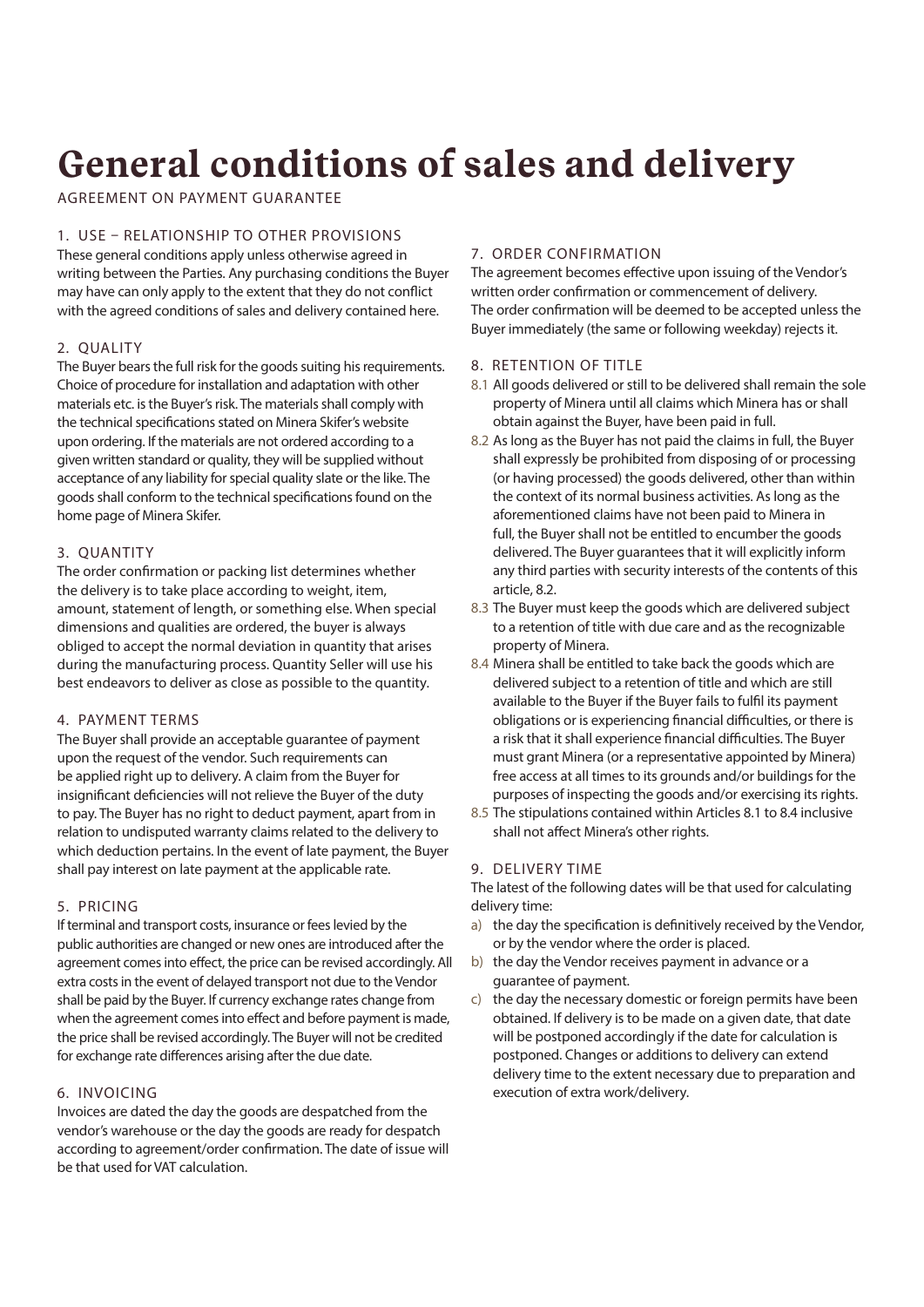# General conditions of sales and delivery

AGREEMENT ON PAYMENT GUARANTEE

## 1. USE – RELATIONSHIP TO OTHER PROVISIONS

These general conditions apply unless otherwise agreed in writing between the Parties. Any purchasing conditions the Buyer may have can only apply to the extent that they do not conflict with the agreed conditions of sales and delivery contained here.

## 2. QUALITY

The Buyer bears the full risk for the goods suiting his requirements. Choice of procedure for installation and adaptation with other materials etc. is the Buyer's risk. The materials shall comply with the technical specifications stated on Minera Skifer's website upon ordering. If the materials are not ordered according to a given written standard or quality, they will be supplied without acceptance of any liability for special quality slate or the like. The goods shall conform to the technical specifications found on the home page of Minera Skifer.

## 3. QUANTITY

The order confirmation or packing list determines whether the delivery is to take place according to weight, item, amount, statement of length, or something else. When special dimensions and qualities are ordered, the buyer is always obliged to accept the normal deviation in quantity that arises during the manufacturing process. Quantity Seller will use his best endeavors to deliver as close as possible to the quantity.

## 4. PAYMENT TERMS

The Buyer shall provide an acceptable guarantee of payment upon the request of the vendor. Such requirements can be applied right up to delivery. A claim from the Buyer for insignificant deficiencies will not relieve the Buyer of the duty to pay. The Buyer has no right to deduct payment, apart from in relation to undisputed warranty claims related to the delivery to which deduction pertains. In the event of late payment, the Buyer shall pay interest on late payment at the applicable rate.

## 5. PRICING

If terminal and transport costs, insurance or fees levied by the public authorities are changed or new ones are introduced after the agreement comes into effect, the price can be revised accordingly. All extra costs in the event of delayed transport not due to the Vendor shall be paid by the Buyer. If currency exchange rates change from when the agreement comes into effect and before payment is made, the price shall be revised accordingly. The Buyer will not be credited for exchange rate differences arising after the due date.

## 6. INVOICING

Invoices are dated the day the goods are despatched from the vendor's warehouse or the day the goods are ready for despatch according to agreement/order confirmation. The date of issue will be that used for VAT calculation.

## 7. ORDER CONFIRMATION

The agreement becomes effective upon issuing of the Vendor's written order confirmation or commencement of delivery.
The order confirmation will be deemed to be accepted unless the Buyer immediately (the same or following weekday) rejects it.

## 8. RETENTION OF TITLE

8.1 All goods delivered or still to be delivered shall remain the sole property of Minera until all claims which Minera has or shall obtain against the Buyer, have been paid in full.

8.2 As long as the Buyer has not paid the claims in full, the Buyer shall expressly be prohibited from disposing of or processing (or having processed) the goods delivered, other than within the context of its normal business activities. As long as the aforementioned claims have not been paid to Minera in full, the Buyer shall not be entitled to encumber the goods delivered. The Buyer guarantees that it will explicitly inform any third parties with security interests of the contents of this article, 8.2.

8.3 The Buyer must keep the goods which are delivered subject to a retention of title with due care and as the recognizable property of Minera.

8.4 Minera shall be entitled to take back the goods which are delivered subject to a retention of title and which are still available to the Buyer if the Buyer fails to fulfil its payment obligations or is experiencing financial difficulties, or there is a risk that it shall experience financial difficulties. The Buyer must grant Minera (or a representative appointed by Minera) free access at all times to its grounds and/or buildings for the purposes of inspecting the goods and/or exercising its rights.

8.5 The stipulations contained within Articles 8.1 to 8.4 inclusive shall not affect Minera's other rights.

## 9. DELIVERY TIME

The latest of the following dates will be that used for calculating delivery time:

a) the day the specification is definitively received by the Vendor, or by the vendor where the order is placed.
b) the day the Vendor receives payment in advance or a guarantee of payment.
c) the day the necessary domestic or foreign permits have been obtained. If delivery is to be made on a given date, that date will be postponed accordingly if the date for calculation is postponed. Changes or additions to delivery can extend delivery time to the extent necessary due to preparation and execution of extra work/delivery.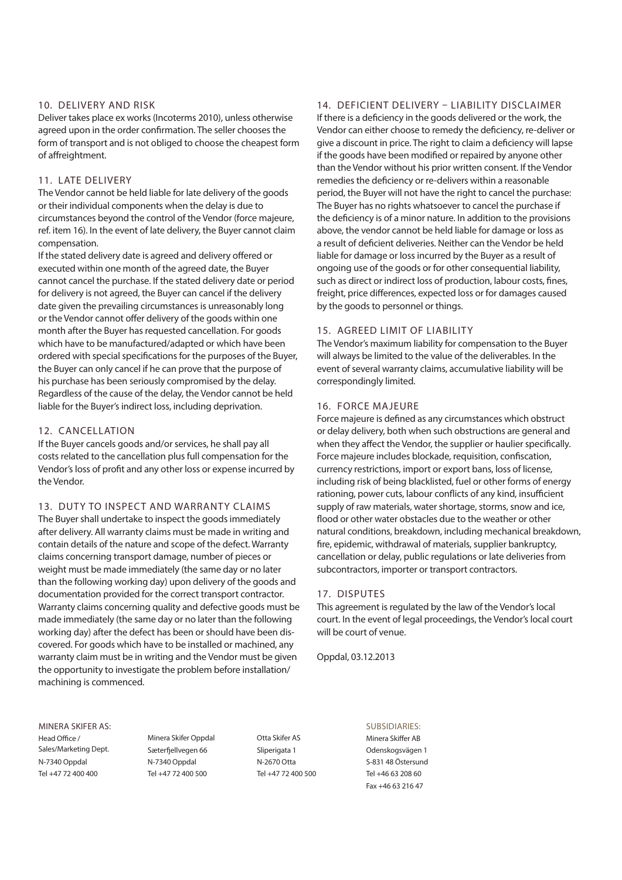## 10. DELIVERY AND RISK

Deliver takes place ex works (Incoterms 2010), unless otherwise agreed upon in the order confirmation. The seller chooses the form of transport and is not obliged to choose the cheapest form of affreightment.

## 11. LATE DELIVERY

The Vendor cannot be held liable for late delivery of the goods or their individual components when the delay is due to circumstances beyond the control of the Vendor (force majeure, ref. item 16). In the event of late delivery, the Buyer cannot claim compensation.

If the stated delivery date is agreed and delivery offered or executed within one month of the agreed date, the Buyer cannot cancel the purchase. If the stated delivery date or period for delivery is not agreed, the Buyer can cancel if the delivery date given the prevailing circumstances is unreasonably long or the Vendor cannot offer delivery of the goods within one month after the Buyer has requested cancellation. For goods which have to be manufactured/adapted or which have been ordered with special specifications for the purposes of the Buyer, the Buyer can only cancel if he can prove that the purpose of his purchase has been seriously compromised by the delay. Regardless of the cause of the delay, the Vendor cannot be held liable for the Buyer's indirect loss, including deprivation.

## 12. CANCELLATION

If the Buyer cancels goods and/or services, he shall pay all costs related to the cancellation plus full compensation for the Vendor's loss of profit and any other loss or expense incurred by the Vendor.

## 13. DUTY TO INSPECT AND WARRANTY CLAIMS

The Buyer shall undertake to inspect the goods immediately after delivery. All warranty claims must be made in writing and contain details of the nature and scope of the defect. Warranty claims concerning transport damage, number of pieces or weight must be made immediately (the same day or no later than the following working day) upon delivery of the goods and documentation provided for the correct transport contractor. Warranty claims concerning quality and defective goods must be made immediately (the same day or no later than the following working day) after the defect has been or should have been discovered. For goods which have to be installed or machined, any warranty claim must be in writing and the Vendor must be given the opportunity to investigate the problem before installation/machining is commenced.

## 14. DEFICIENT DELIVERY – LIABILITY DISCLAIMER

If there is a deficiency in the goods delivered or the work, the Vendor can either choose to remedy the deficiency, re-deliver or give a discount in price. The right to claim a deficiency will lapse if the goods have been modified or repaired by anyone other than the Vendor without his prior written consent. If the Vendor remedies the deficiency or re-delivers within a reasonable period, the Buyer will not have the right to cancel the purchase: The Buyer has no rights whatsoever to cancel the purchase if the deficiency is of a minor nature. In addition to the provisions above, the vendor cannot be held liable for damage or loss as a result of deficient deliveries. Neither can the Vendor be held liable for damage or loss incurred by the Buyer as a result of ongoing use of the goods or for other consequential liability, such as direct or indirect loss of production, labour costs, fines, freight, price differences, expected loss or for damages caused by the goods to personnel or things.

## 15. AGREED LIMIT OF LIABILITY

The Vendor's maximum liability for compensation to the Buyer will always be limited to the value of the deliverables. In the event of several warranty claims, accumulative liability will be correspondingly limited.

## 16. FORCE MAJEURE

Force majeure is defined as any circumstances which obstruct or delay delivery, both when such obstructions are general and when they affect the Vendor, the supplier or haulier specifically. Force majeure includes blockade, requisition, confiscation, currency restrictions, import or export bans, loss of license, including risk of being blacklisted, fuel or other forms of energy rationing, power cuts, labour conflicts of any kind, insufficient supply of raw materials, water shortage, storms, snow and ice, flood or other water obstacles due to the weather or other natural conditions, breakdown, including mechanical breakdown, fire, epidemic, withdrawal of materials, supplier bankruptcy, cancellation or delay, public regulations or late deliveries from subcontractors, importer or transport contractors.

## 17. DISPUTES

This agreement is regulated by the law of the Vendor's local court. In the event of legal proceedings, the Vendor's local court will be court of venue.

Oppdal, 03.12.2013

MINERA SKIFER AS:

Head Office /
Sales/Marketing Dept.
N-7340 Oppdal
Tel +47 72 400 400

Minera Skifer Oppdal
Sæterfjellvegen 66
N-7340 Oppdal
Tel +47 72 400 500

Otta Skifer AS
Sliperigata 1
N-2670 Otta
Tel +47 72 400 500

SUBSIDIARIES:

Minera Skiffer AB
Odenskogsvägen 1
S-831 48 Östersund
Tel +46 63 208 60
Fax +46 63 216 47